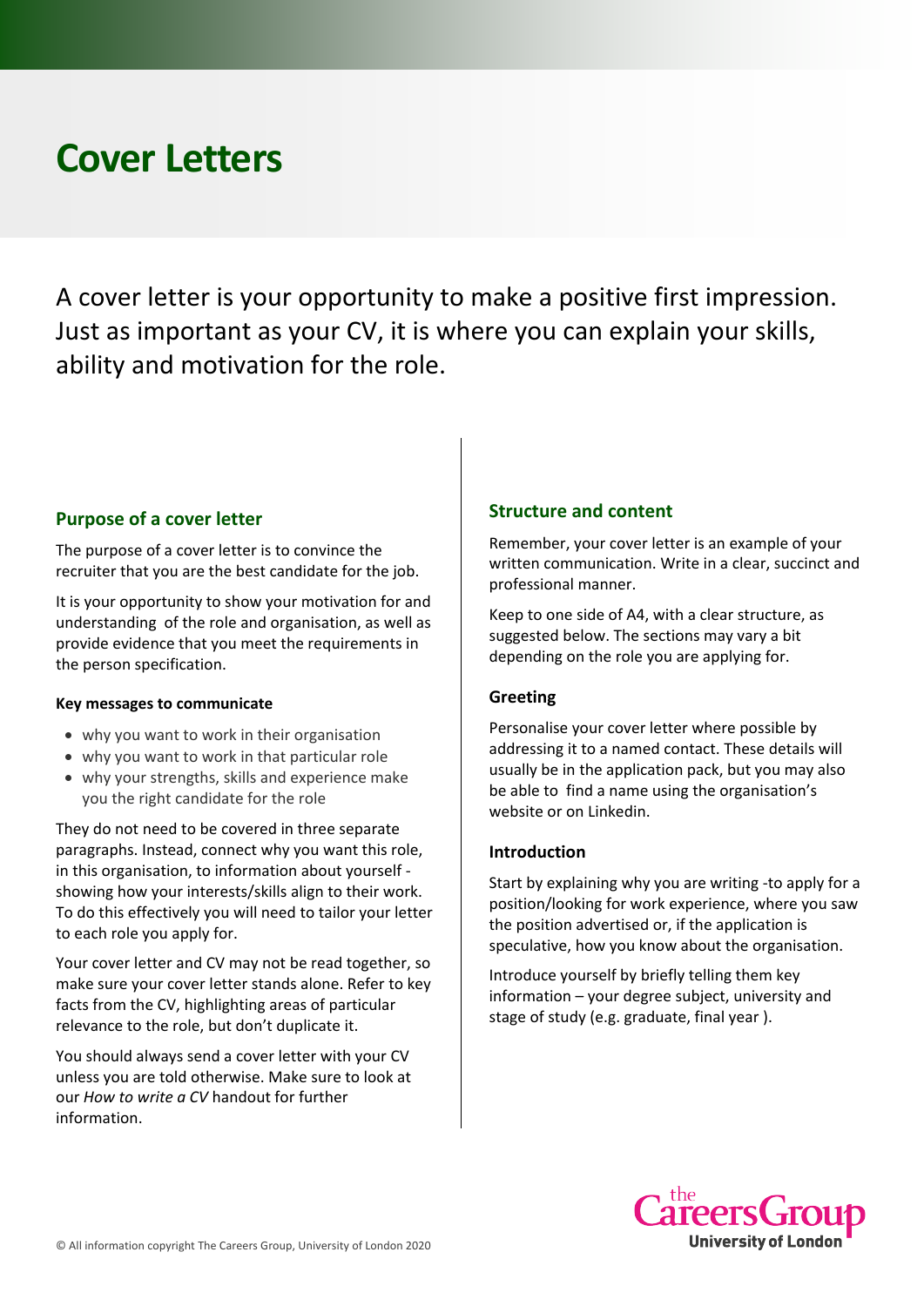# Cover Letters

A cover letter is your opportunity to make a positive first impression. Just as important as your CV, it is where you can explain your skills, ability and motivation for the role.

## Purpose of a cover letter

The purpose of a cover letter is to convince the recruiter that you are the best candidate for the job.

It is your opportunity to show your motivation for and understanding of the role and organisation, as well as provide evidence that you meet the requirements in the person specification.

### Key messages to communicate

- why you want to work in their organisation
- why you want to work in that particular role
- why your strengths, skills and experience make you the right candidate for the role

They do not need to be covered in three separate paragraphs. Instead, connect why you want this role, in this organisation, to information about yourself - showing how your interests/skills align to their work. To do this effectively you will need to tailor your letter to each role you apply for.

Your cover letter and CV may not be read together, so make sure your cover letter stands alone. Refer to key facts from the CV, highlighting areas of particular relevance to the role, but don't duplicate it.

You should always send a cover letter with your CV unless you are told otherwise. Make sure to look at our *How to write a CV* handout for further information.

## Structure and content

Remember, your cover letter is an example of your written communication. Write in a clear, succinct and professional manner.

Keep to one side of A4, with a clear structure, as suggested below. The sections may vary a bit depending on the role you are applying for.

### Greeting

Personalise your cover letter where possible by addressing it to a named contact. These details will usually be in the application pack, but you may also be able to find a name using the organisation's website or on Linkedin.

### Introduction

Start by explaining why you are writing -to apply for a position/looking for work experience, where you saw the position advertised or, if the application is speculative, how you know about the organisation.

Introduce yourself by briefly telling them key information – your degree subject, university and stage of study (e.g. graduate, final year ).

© All information copyright The Careers Group, University of London 2020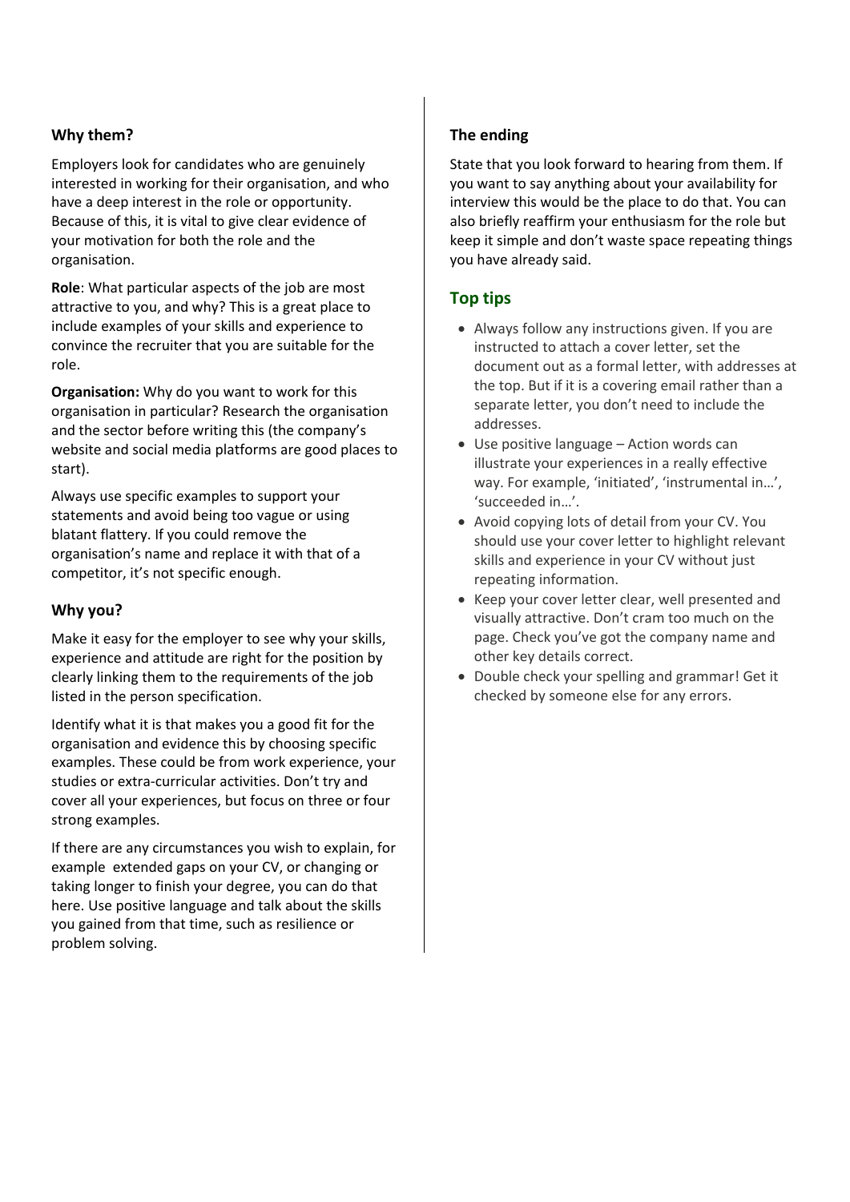### Why them?

Employers look for candidates who are genuinely interested in working for their organisation, and who have a deep interest in the role or opportunity. Because of this, it is vital to give clear evidence of your motivation for both the role and the organisation.

**Role**: What particular aspects of the job are most attractive to you, and why? This is a great place to include examples of your skills and experience to convince the recruiter that you are suitable for the role.

**Organisation:** Why do you want to work for this organisation in particular? Research the organisation and the sector before writing this (the company's website and social media platforms are good places to start).

Always use specific examples to support your statements and avoid being too vague or using blatant flattery. If you could remove the organisation's name and replace it with that of a competitor, it's not specific enough.

### Why you?

Make it easy for the employer to see why your skills, experience and attitude are right for the position by clearly linking them to the requirements of the job listed in the person specification.

Identify what it is that makes you a good fit for the organisation and evidence this by choosing specific examples. These could be from work experience, your studies or extra-curricular activities. Don't try and cover all your experiences, but focus on three or four strong examples.

If there are any circumstances you wish to explain, for example extended gaps on your CV, or changing or taking longer to finish your degree, you can do that here. Use positive language and talk about the skills you gained from that time, such as resilience or problem solving.

### The ending

State that you look forward to hearing from them. If you want to say anything about your availability for interview this would be the place to do that. You can also briefly reaffirm your enthusiasm for the role but keep it simple and don't waste space repeating things you have already said.

## Top tips

- Always follow any instructions given. If you are instructed to attach a cover letter, set the document out as a formal letter, with addresses at the top. But if it is a covering email rather than a separate letter, you don't need to include the addresses.
- Use positive language – Action words can illustrate your experiences in a really effective way. For example, 'initiated', 'instrumental in…', 'succeeded in…'.
- Avoid copying lots of detail from your CV. You should use your cover letter to highlight relevant skills and experience in your CV without just repeating information.
- Keep your cover letter clear, well presented and visually attractive. Don't cram too much on the page. Check you've got the company name and other key details correct.
- Double check your spelling and grammar! Get it checked by someone else for any errors.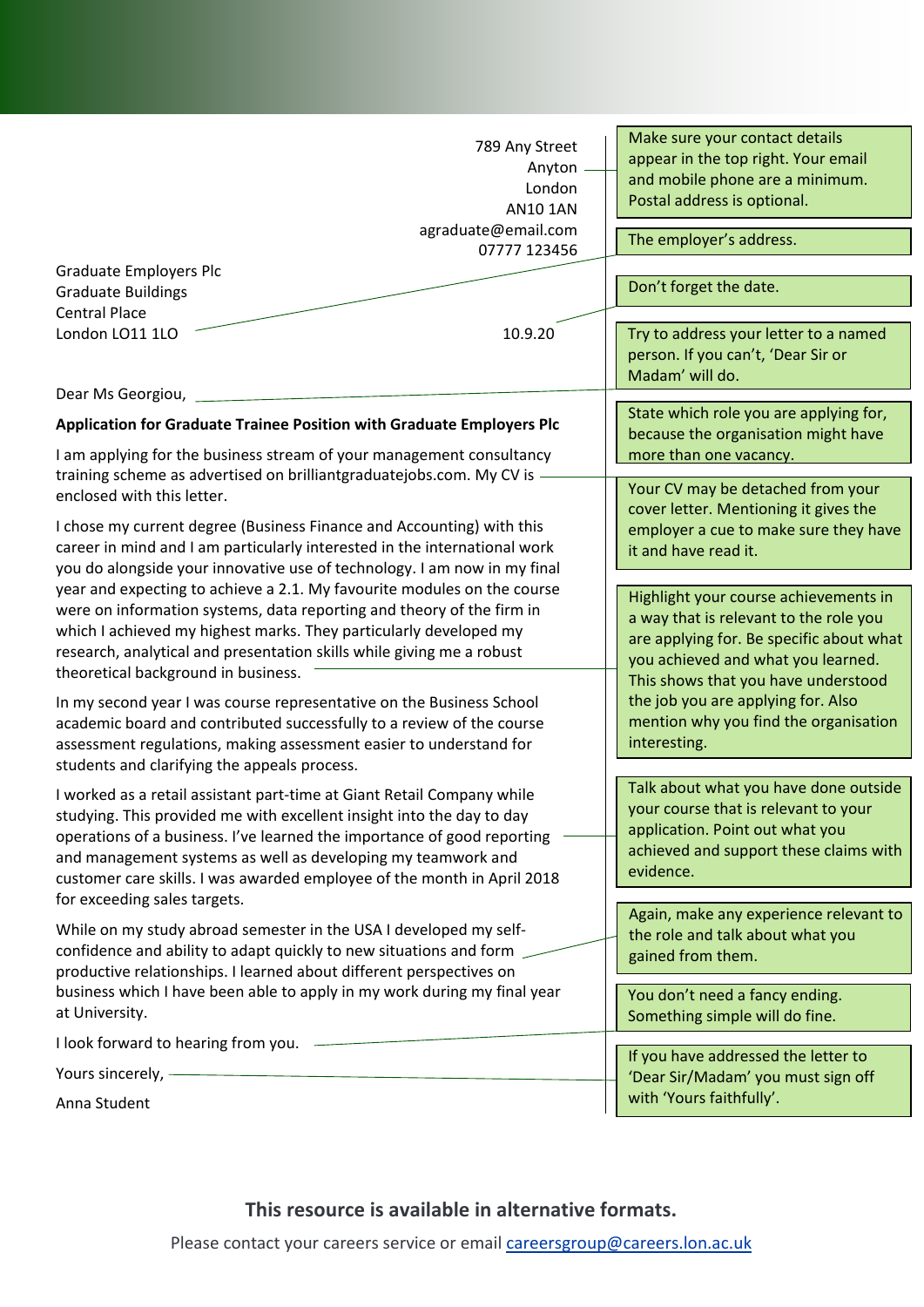789 Any Street
Anyton
London
AN10 1AN
agraduate@email.com
07777 123456

> Make sure your contact details appear in the top right. Your email and mobile phone are a minimum. Postal address is optional.

Graduate Employers Plc
Graduate Buildings
Central Place
London LO11 1LO

> The employer's address.

10.9.20

> Don't forget the date.

Dear Ms Georgiou,

> Try to address your letter to a named person. If you can't, 'Dear Sir or Madam' will do.

**Application for Graduate Trainee Position with Graduate Employers Plc**

> State which role you are applying for, because the organisation might have more than one vacancy.

I am applying for the business stream of your management consultancy training scheme as advertised on brilliantgraduatejobs.com. My CV is enclosed with this letter.

> Your CV may be detached from your cover letter. Mentioning it gives the employer a cue to make sure they have it and have read it.

I chose my current degree (Business Finance and Accounting) with this career in mind and I am particularly interested in the international work you do alongside your innovative use of technology. I am now in my final year and expecting to achieve a 2.1. My favourite modules on the course were on information systems, data reporting and theory of the firm in which I achieved my highest marks. They particularly developed my research, analytical and presentation skills while giving me a robust theoretical background in business.

> Highlight your course achievements in a way that is relevant to the role you are applying for. Be specific about what you achieved and what you learned. This shows that you have understood the job you are applying for. Also mention why you find the organisation interesting.

In my second year I was course representative on the Business School academic board and contributed successfully to a review of the course assessment regulations, making assessment easier to understand for students and clarifying the appeals process.

I worked as a retail assistant part-time at Giant Retail Company while studying. This provided me with excellent insight into the day to day operations of a business. I've learned the importance of good reporting and management systems as well as developing my teamwork and customer care skills. I was awarded employee of the month in April 2018 for exceeding sales targets.

> Talk about what you have done outside your course that is relevant to your application. Point out what you achieved and support these claims with evidence.

While on my study abroad semester in the USA I developed my self-confidence and ability to adapt quickly to new situations and form productive relationships. I learned about different perspectives on business which I have been able to apply in my work during my final year at University.

> Again, make any experience relevant to the role and talk about what you gained from them.

I look forward to hearing from you.

> You don't need a fancy ending. Something simple will do fine.

Yours sincerely,

> If you have addressed the letter to 'Dear Sir/Madam' you must sign off with 'Yours faithfully'.

Anna Student

**This resource is available in alternative formats.**

Please contact your careers service or email careersgroup@careers.lon.ac.uk